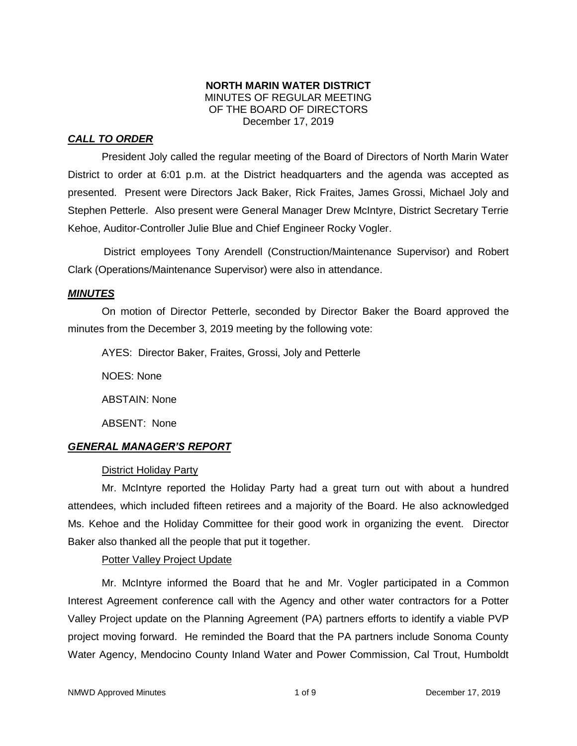**NORTH MARIN WATER DISTRICT**
MINUTES OF REGULAR MEETING
OF THE BOARD OF DIRECTORS
December 17, 2019

***CALL TO ORDER***

President Joly called the regular meeting of the Board of Directors of North Marin Water District to order at 6:01 p.m. at the District headquarters and the agenda was accepted as presented. Present were Directors Jack Baker, Rick Fraites, James Grossi, Michael Joly and Stephen Petterle. Also present were General Manager Drew McIntyre, District Secretary Terrie Kehoe, Auditor-Controller Julie Blue and Chief Engineer Rocky Vogler.

District employees Tony Arendell (Construction/Maintenance Supervisor) and Robert Clark (Operations/Maintenance Supervisor) were also in attendance.

***MINUTES***

On motion of Director Petterle, seconded by Director Baker the Board approved the minutes from the December 3, 2019 meeting by the following vote:

AYES: Director Baker, Fraites, Grossi, Joly and Petterle

NOES: None

ABSTAIN: None

ABSENT: None

***GENERAL MANAGER'S REPORT***

District Holiday Party

Mr. McIntyre reported the Holiday Party had a great turn out with about a hundred attendees, which included fifteen retirees and a majority of the Board. He also acknowledged Ms. Kehoe and the Holiday Committee for their good work in organizing the event. Director Baker also thanked all the people that put it together.

Potter Valley Project Update

Mr. McIntyre informed the Board that he and Mr. Vogler participated in a Common Interest Agreement conference call with the Agency and other water contractors for a Potter Valley Project update on the Planning Agreement (PA) partners efforts to identify a viable PVP project moving forward. He reminded the Board that the PA partners include Sonoma County Water Agency, Mendocino County Inland Water and Power Commission, Cal Trout, Humboldt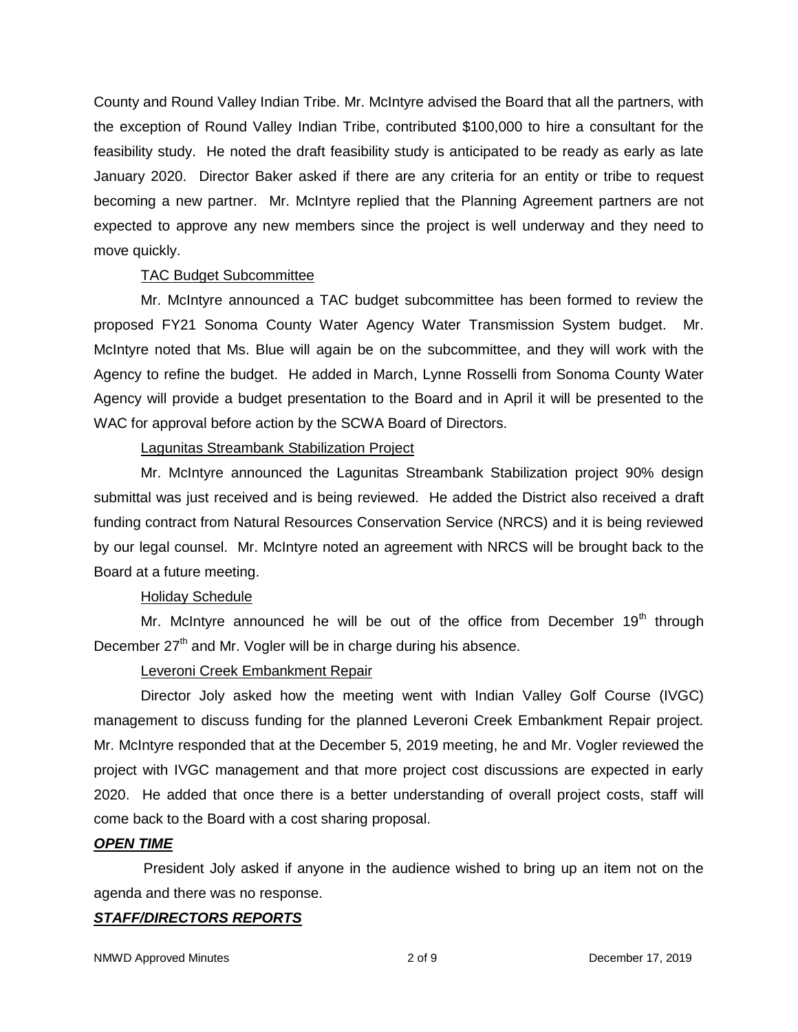County and Round Valley Indian Tribe. Mr. McIntyre advised the Board that all the partners, with the exception of Round Valley Indian Tribe, contributed $100,000 to hire a consultant for the feasibility study. He noted the draft feasibility study is anticipated to be ready as early as late January 2020. Director Baker asked if there are any criteria for an entity or tribe to request becoming a new partner. Mr. McIntyre replied that the Planning Agreement partners are not expected to approve any new members since the project is well underway and they need to move quickly.

<u>TAC Budget Subcommittee</u>

Mr. McIntyre announced a TAC budget subcommittee has been formed to review the proposed FY21 Sonoma County Water Agency Water Transmission System budget. Mr. McIntyre noted that Ms. Blue will again be on the subcommittee, and they will work with the Agency to refine the budget. He added in March, Lynne Rosselli from Sonoma County Water Agency will provide a budget presentation to the Board and in April it will be presented to the WAC for approval before action by the SCWA Board of Directors.

<u>Lagunitas Streambank Stabilization Project</u>

Mr. McIntyre announced the Lagunitas Streambank Stabilization project 90% design submittal was just received and is being reviewed. He added the District also received a draft funding contract from Natural Resources Conservation Service (NRCS) and it is being reviewed by our legal counsel. Mr. McIntyre noted an agreement with NRCS will be brought back to the Board at a future meeting.

<u>Holiday Schedule</u>

Mr. McIntyre announced he will be out of the office from December 19th through December 27th and Mr. Vogler will be in charge during his absence.

<u>Leveroni Creek Embankment Repair</u>

Director Joly asked how the meeting went with Indian Valley Golf Course (IVGC) management to discuss funding for the planned Leveroni Creek Embankment Repair project. Mr. McIntyre responded that at the December 5, 2019 meeting, he and Mr. Vogler reviewed the project with IVGC management and that more project cost discussions are expected in early 2020. He added that once there is a better understanding of overall project costs, staff will come back to the Board with a cost sharing proposal.

***<u>OPEN TIME</u>***

President Joly asked if anyone in the audience wished to bring up an item not on the agenda and there was no response.

***<u>STAFF/DIRECTORS REPORTS</u>***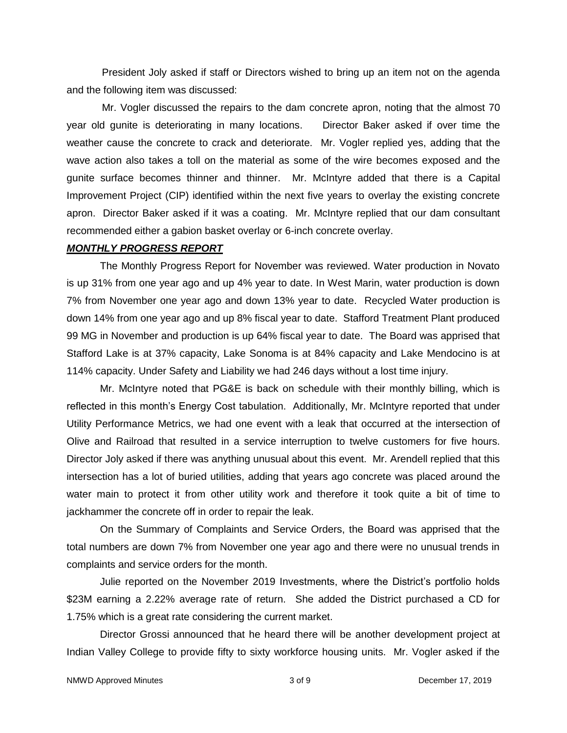President Joly asked if staff or Directors wished to bring up an item not on the agenda and the following item was discussed:

Mr. Vogler discussed the repairs to the dam concrete apron, noting that the almost 70 year old gunite is deteriorating in many locations. Director Baker asked if over time the weather cause the concrete to crack and deteriorate. Mr. Vogler replied yes, adding that the wave action also takes a toll on the material as some of the wire becomes exposed and the gunite surface becomes thinner and thinner. Mr. McIntyre added that there is a Capital Improvement Project (CIP) identified within the next five years to overlay the existing concrete apron. Director Baker asked if it was a coating. Mr. McIntyre replied that our dam consultant recommended either a gabion basket overlay or 6-inch concrete overlay.

***MONTHLY PROGRESS REPORT***

The Monthly Progress Report for November was reviewed. Water production in Novato is up 31% from one year ago and up 4% year to date. In West Marin, water production is down 7% from November one year ago and down 13% year to date. Recycled Water production is down 14% from one year ago and up 8% fiscal year to date. Stafford Treatment Plant produced 99 MG in November and production is up 64% fiscal year to date. The Board was apprised that Stafford Lake is at 37% capacity, Lake Sonoma is at 84% capacity and Lake Mendocino is at 114% capacity. Under Safety and Liability we had 246 days without a lost time injury.

Mr. McIntyre noted that PG&E is back on schedule with their monthly billing, which is reflected in this month's Energy Cost tabulation. Additionally, Mr. McIntyre reported that under Utility Performance Metrics, we had one event with a leak that occurred at the intersection of Olive and Railroad that resulted in a service interruption to twelve customers for five hours. Director Joly asked if there was anything unusual about this event. Mr. Arendell replied that this intersection has a lot of buried utilities, adding that years ago concrete was placed around the water main to protect it from other utility work and therefore it took quite a bit of time to jackhammer the concrete off in order to repair the leak.

On the Summary of Complaints and Service Orders, the Board was apprised that the total numbers are down 7% from November one year ago and there were no unusual trends in complaints and service orders for the month.

Julie reported on the November 2019 Investments, where the District's portfolio holds $23M earning a 2.22% average rate of return. She added the District purchased a CD for 1.75% which is a great rate considering the current market.

Director Grossi announced that he heard there will be another development project at Indian Valley College to provide fifty to sixty workforce housing units. Mr. Vogler asked if the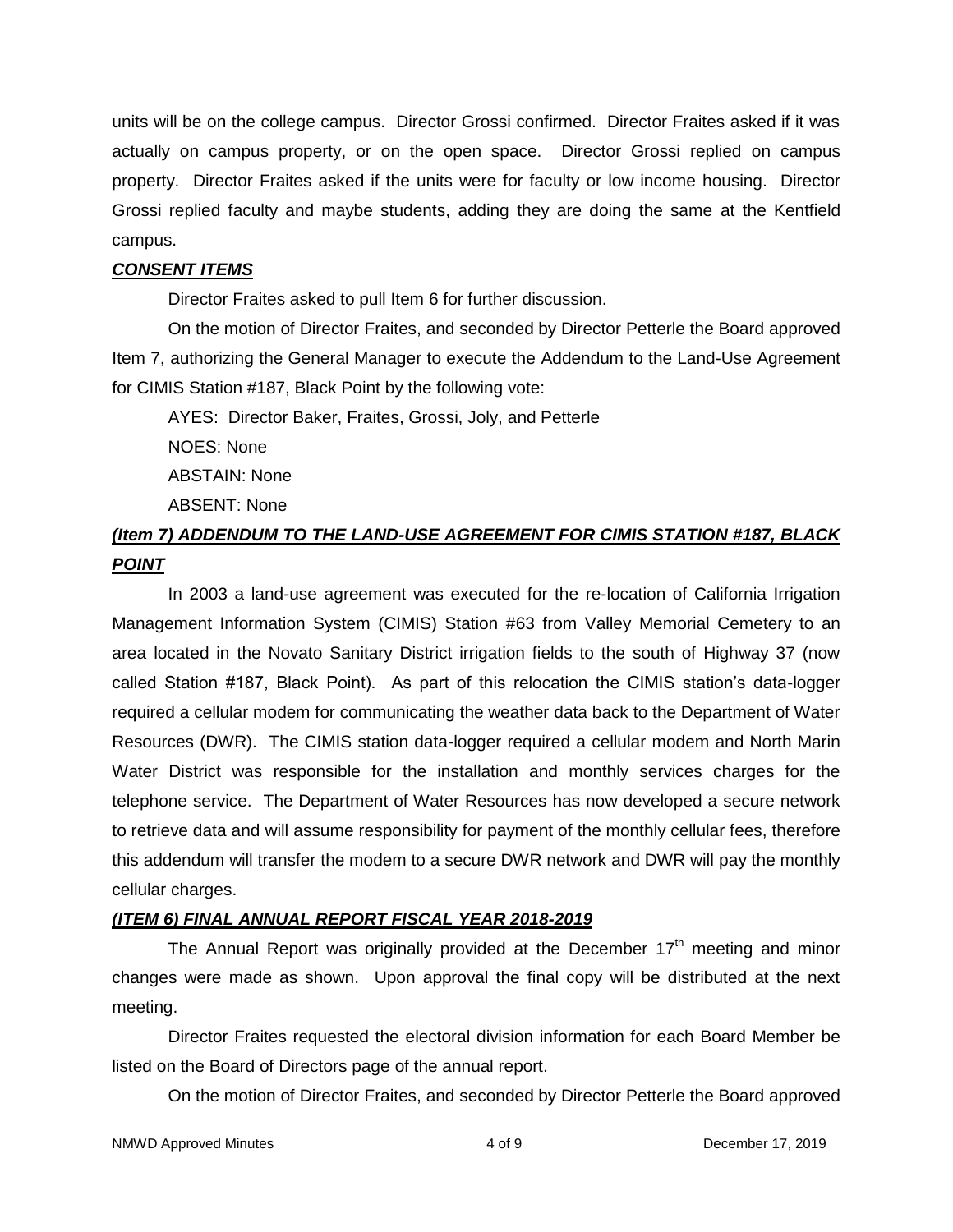units will be on the college campus. Director Grossi confirmed. Director Fraites asked if it was actually on campus property, or on the open space. Director Grossi replied on campus property. Director Fraites asked if the units were for faculty or low income housing. Director Grossi replied faculty and maybe students, adding they are doing the same at the Kentfield campus.

***CONSENT ITEMS***

Director Fraites asked to pull Item 6 for further discussion.

On the motion of Director Fraites, and seconded by Director Petterle the Board approved Item 7, authorizing the General Manager to execute the Addendum to the Land-Use Agreement for CIMIS Station #187, Black Point by the following vote:

AYES: Director Baker, Fraites, Grossi, Joly, and Petterle

NOES: None

ABSTAIN: None

ABSENT: None

***(Item 7) ADDENDUM TO THE LAND-USE AGREEMENT FOR CIMIS STATION #187, BLACK POINT***

In 2003 a land-use agreement was executed for the re-location of California Irrigation Management Information System (CIMIS) Station #63 from Valley Memorial Cemetery to an area located in the Novato Sanitary District irrigation fields to the south of Highway 37 (now called Station #187, Black Point). As part of this relocation the CIMIS station's data-logger required a cellular modem for communicating the weather data back to the Department of Water Resources (DWR). The CIMIS station data-logger required a cellular modem and North Marin Water District was responsible for the installation and monthly services charges for the telephone service. The Department of Water Resources has now developed a secure network to retrieve data and will assume responsibility for payment of the monthly cellular fees, therefore this addendum will transfer the modem to a secure DWR network and DWR will pay the monthly cellular charges.

***(ITEM 6) FINAL ANNUAL REPORT FISCAL YEAR 2018-2019***

The Annual Report was originally provided at the December 17th meeting and minor changes were made as shown. Upon approval the final copy will be distributed at the next meeting.

Director Fraites requested the electoral division information for each Board Member be listed on the Board of Directors page of the annual report.

On the motion of Director Fraites, and seconded by Director Petterle the Board approved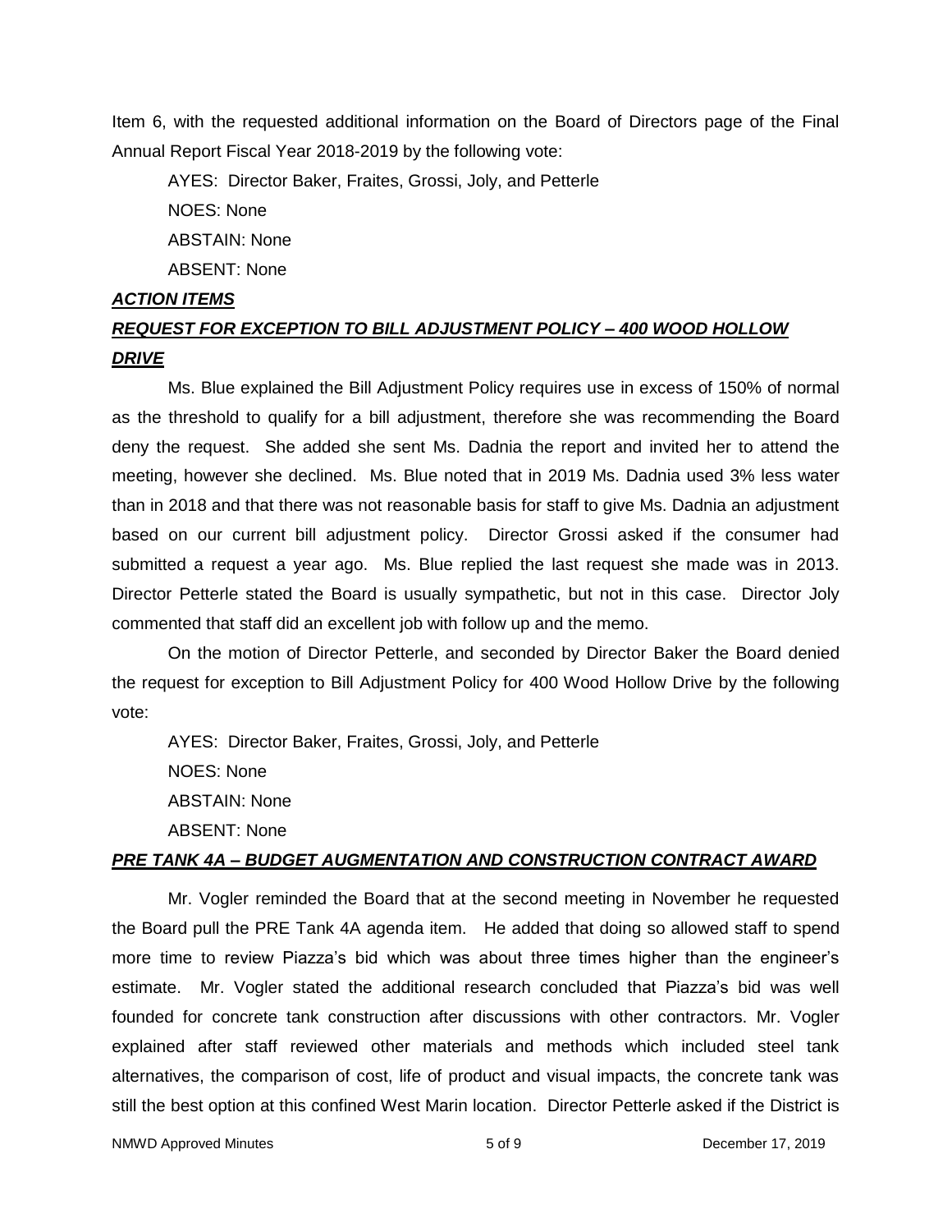Item 6, with the requested additional information on the Board of Directors page of the Final Annual Report Fiscal Year 2018-2019 by the following vote:

AYES: Director Baker, Fraites, Grossi, Joly, and Petterle

NOES: None

ABSTAIN: None

ABSENT: None

***ACTION ITEMS***

***REQUEST FOR EXCEPTION TO BILL ADJUSTMENT POLICY – 400 WOOD HOLLOW DRIVE***

Ms. Blue explained the Bill Adjustment Policy requires use in excess of 150% of normal as the threshold to qualify for a bill adjustment, therefore she was recommending the Board deny the request. She added she sent Ms. Dadnia the report and invited her to attend the meeting, however she declined. Ms. Blue noted that in 2019 Ms. Dadnia used 3% less water than in 2018 and that there was not reasonable basis for staff to give Ms. Dadnia an adjustment based on our current bill adjustment policy. Director Grossi asked if the consumer had submitted a request a year ago. Ms. Blue replied the last request she made was in 2013. Director Petterle stated the Board is usually sympathetic, but not in this case. Director Joly commented that staff did an excellent job with follow up and the memo.

On the motion of Director Petterle, and seconded by Director Baker the Board denied the request for exception to Bill Adjustment Policy for 400 Wood Hollow Drive by the following vote:

AYES: Director Baker, Fraites, Grossi, Joly, and Petterle

NOES: None

ABSTAIN: None

ABSENT: None

***PRE TANK 4A – BUDGET AUGMENTATION AND CONSTRUCTION CONTRACT AWARD***

Mr. Vogler reminded the Board that at the second meeting in November he requested the Board pull the PRE Tank 4A agenda item. He added that doing so allowed staff to spend more time to review Piazza's bid which was about three times higher than the engineer's estimate. Mr. Vogler stated the additional research concluded that Piazza's bid was well founded for concrete tank construction after discussions with other contractors. Mr. Vogler explained after staff reviewed other materials and methods which included steel tank alternatives, the comparison of cost, life of product and visual impacts, the concrete tank was still the best option at this confined West Marin location. Director Petterle asked if the District is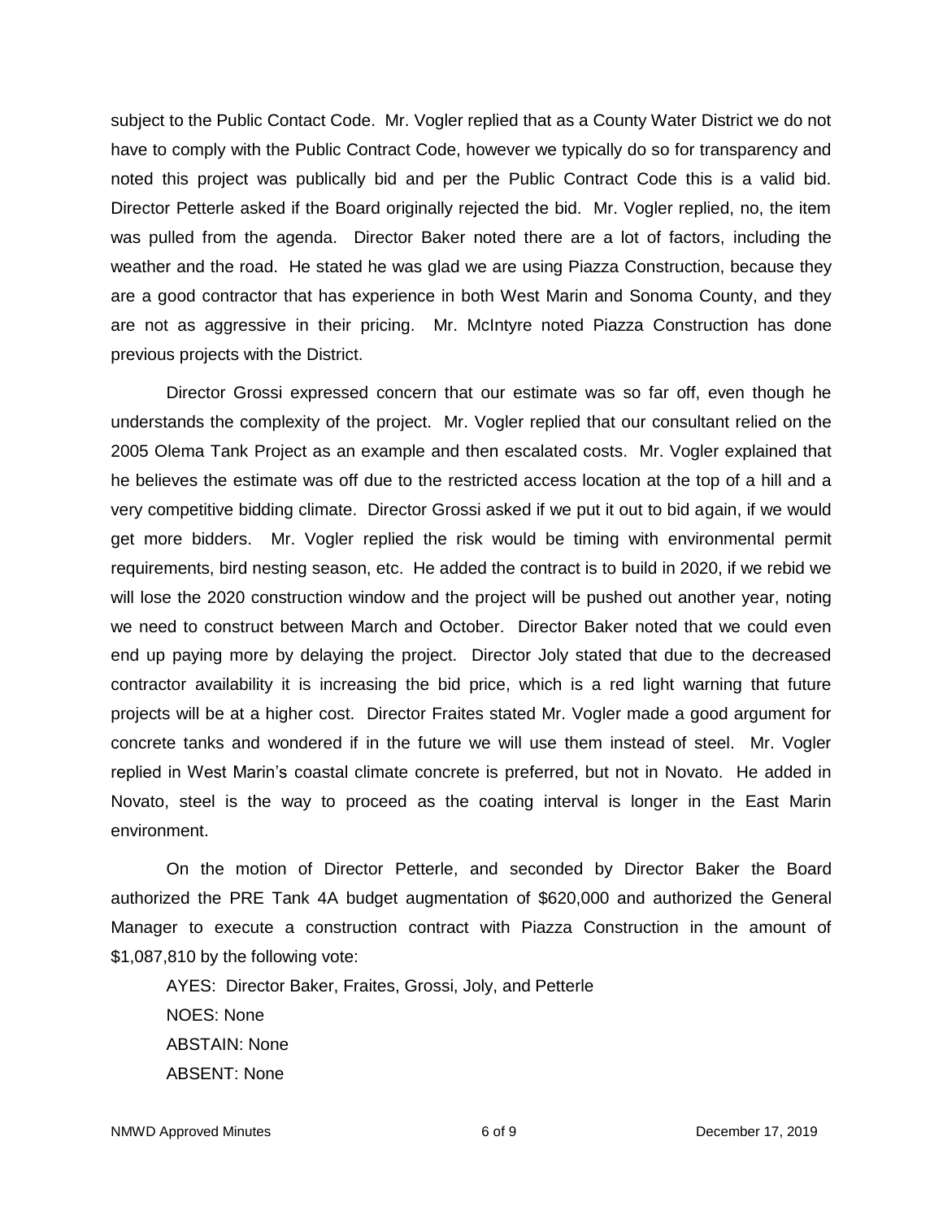subject to the Public Contact Code. Mr. Vogler replied that as a County Water District we do not have to comply with the Public Contract Code, however we typically do so for transparency and noted this project was publically bid and per the Public Contract Code this is a valid bid. Director Petterle asked if the Board originally rejected the bid. Mr. Vogler replied, no, the item was pulled from the agenda. Director Baker noted there are a lot of factors, including the weather and the road. He stated he was glad we are using Piazza Construction, because they are a good contractor that has experience in both West Marin and Sonoma County, and they are not as aggressive in their pricing. Mr. McIntyre noted Piazza Construction has done previous projects with the District.

Director Grossi expressed concern that our estimate was so far off, even though he understands the complexity of the project. Mr. Vogler replied that our consultant relied on the 2005 Olema Tank Project as an example and then escalated costs. Mr. Vogler explained that he believes the estimate was off due to the restricted access location at the top of a hill and a very competitive bidding climate. Director Grossi asked if we put it out to bid again, if we would get more bidders. Mr. Vogler replied the risk would be timing with environmental permit requirements, bird nesting season, etc. He added the contract is to build in 2020, if we rebid we will lose the 2020 construction window and the project will be pushed out another year, noting we need to construct between March and October. Director Baker noted that we could even end up paying more by delaying the project. Director Joly stated that due to the decreased contractor availability it is increasing the bid price, which is a red light warning that future projects will be at a higher cost. Director Fraites stated Mr. Vogler made a good argument for concrete tanks and wondered if in the future we will use them instead of steel. Mr. Vogler replied in West Marin's coastal climate concrete is preferred, but not in Novato. He added in Novato, steel is the way to proceed as the coating interval is longer in the East Marin environment.

On the motion of Director Petterle, and seconded by Director Baker the Board authorized the PRE Tank 4A budget augmentation of $620,000 and authorized the General Manager to execute a construction contract with Piazza Construction in the amount of $1,087,810 by the following vote:

AYES: Director Baker, Fraites, Grossi, Joly, and Petterle
NOES: None
ABSTAIN: None
ABSENT: None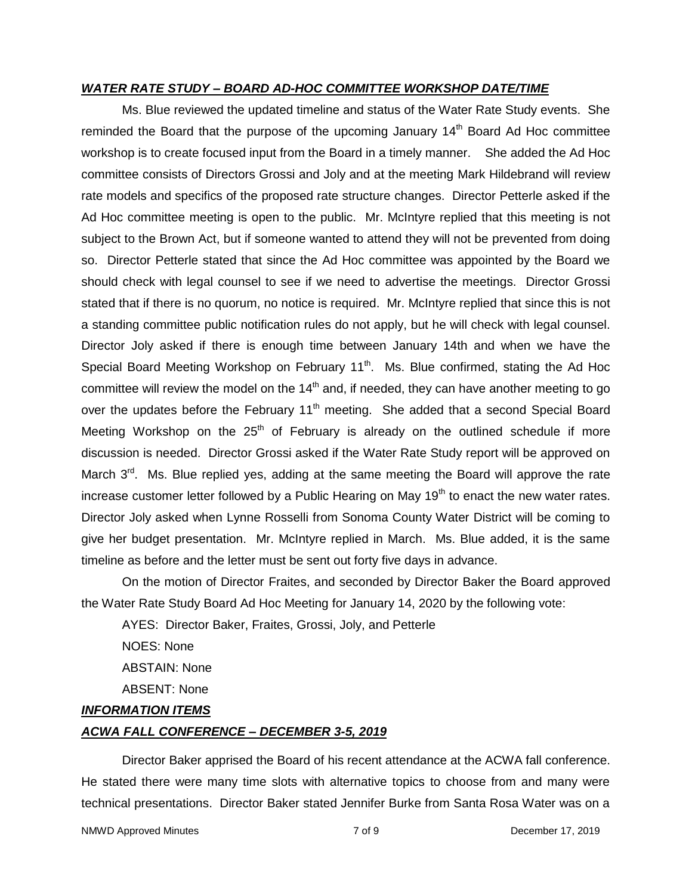## ***WATER RATE STUDY – BOARD AD-HOC COMMITTEE WORKSHOP DATE/TIME***

Ms. Blue reviewed the updated timeline and status of the Water Rate Study events. She reminded the Board that the purpose of the upcoming January 14th Board Ad Hoc committee workshop is to create focused input from the Board in a timely manner. She added the Ad Hoc committee consists of Directors Grossi and Joly and at the meeting Mark Hildebrand will review rate models and specifics of the proposed rate structure changes. Director Petterle asked if the Ad Hoc committee meeting is open to the public. Mr. McIntyre replied that this meeting is not subject to the Brown Act, but if someone wanted to attend they will not be prevented from doing so. Director Petterle stated that since the Ad Hoc committee was appointed by the Board we should check with legal counsel to see if we need to advertise the meetings. Director Grossi stated that if there is no quorum, no notice is required. Mr. McIntyre replied that since this is not a standing committee public notification rules do not apply, but he will check with legal counsel. Director Joly asked if there is enough time between January 14th and when we have the Special Board Meeting Workshop on February 11th. Ms. Blue confirmed, stating the Ad Hoc committee will review the model on the 14th and, if needed, they can have another meeting to go over the updates before the February 11th meeting. She added that a second Special Board Meeting Workshop on the 25th of February is already on the outlined schedule if more discussion is needed. Director Grossi asked if the Water Rate Study report will be approved on March 3rd. Ms. Blue replied yes, adding at the same meeting the Board will approve the rate increase customer letter followed by a Public Hearing on May 19th to enact the new water rates. Director Joly asked when Lynne Rosselli from Sonoma County Water District will be coming to give her budget presentation. Mr. McIntyre replied in March. Ms. Blue added, it is the same timeline as before and the letter must be sent out forty five days in advance.

On the motion of Director Fraites, and seconded by Director Baker the Board approved the Water Rate Study Board Ad Hoc Meeting for January 14, 2020 by the following vote:

AYES: Director Baker, Fraites, Grossi, Joly, and Petterle

NOES: None

ABSTAIN: None

ABSENT: None

## ***INFORMATION ITEMS***

## ***ACWA FALL CONFERENCE – DECEMBER 3-5, 2019***

Director Baker apprised the Board of his recent attendance at the ACWA fall conference. He stated there were many time slots with alternative topics to choose from and many were technical presentations. Director Baker stated Jennifer Burke from Santa Rosa Water was on a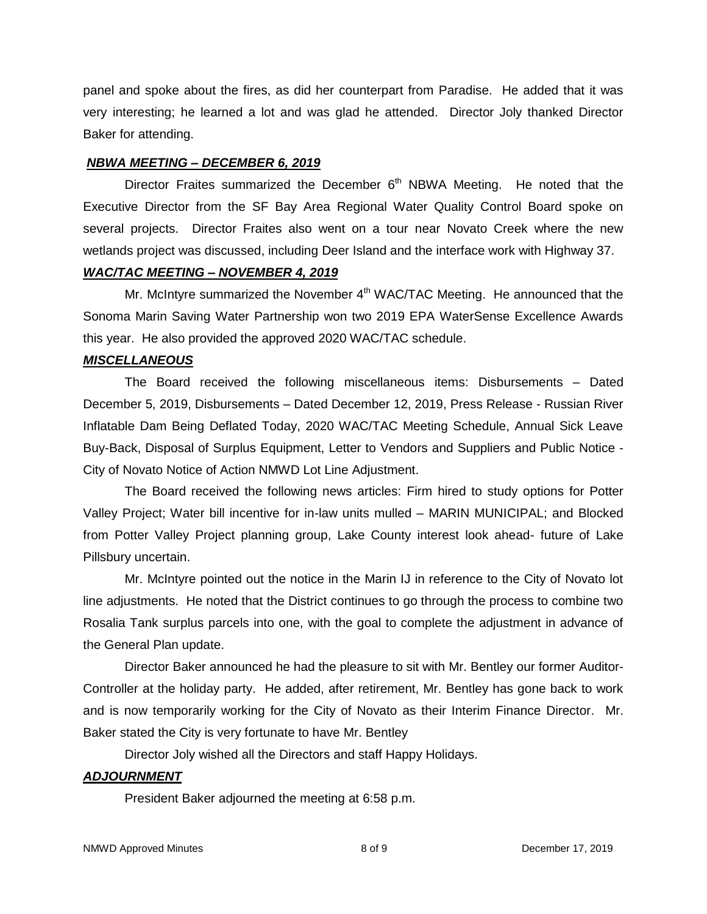panel and spoke about the fires, as did her counterpart from Paradise. He added that it was very interesting; he learned a lot and was glad he attended. Director Joly thanked Director Baker for attending.

***NBWA MEETING – DECEMBER 6, 2019***

Director Fraites summarized the December 6th NBWA Meeting. He noted that the Executive Director from the SF Bay Area Regional Water Quality Control Board spoke on several projects. Director Fraites also went on a tour near Novato Creek where the new wetlands project was discussed, including Deer Island and the interface work with Highway 37.

***WAC/TAC MEETING – NOVEMBER 4, 2019***

Mr. McIntyre summarized the November 4th WAC/TAC Meeting. He announced that the Sonoma Marin Saving Water Partnership won two 2019 EPA WaterSense Excellence Awards this year. He also provided the approved 2020 WAC/TAC schedule.

***MISCELLANEOUS***

The Board received the following miscellaneous items: Disbursements – Dated December 5, 2019, Disbursements – Dated December 12, 2019, Press Release - Russian River Inflatable Dam Being Deflated Today, 2020 WAC/TAC Meeting Schedule, Annual Sick Leave Buy-Back, Disposal of Surplus Equipment, Letter to Vendors and Suppliers and Public Notice - City of Novato Notice of Action NMWD Lot Line Adjustment.

The Board received the following news articles: Firm hired to study options for Potter Valley Project; Water bill incentive for in-law units mulled – MARIN MUNICIPAL; and Blocked from Potter Valley Project planning group, Lake County interest look ahead- future of Lake Pillsbury uncertain.

Mr. McIntyre pointed out the notice in the Marin IJ in reference to the City of Novato lot line adjustments. He noted that the District continues to go through the process to combine two Rosalia Tank surplus parcels into one, with the goal to complete the adjustment in advance of the General Plan update.

Director Baker announced he had the pleasure to sit with Mr. Bentley our former Auditor-Controller at the holiday party. He added, after retirement, Mr. Bentley has gone back to work and is now temporarily working for the City of Novato as their Interim Finance Director. Mr. Baker stated the City is very fortunate to have Mr. Bentley

Director Joly wished all the Directors and staff Happy Holidays.

***ADJOURNMENT***

President Baker adjourned the meeting at 6:58 p.m.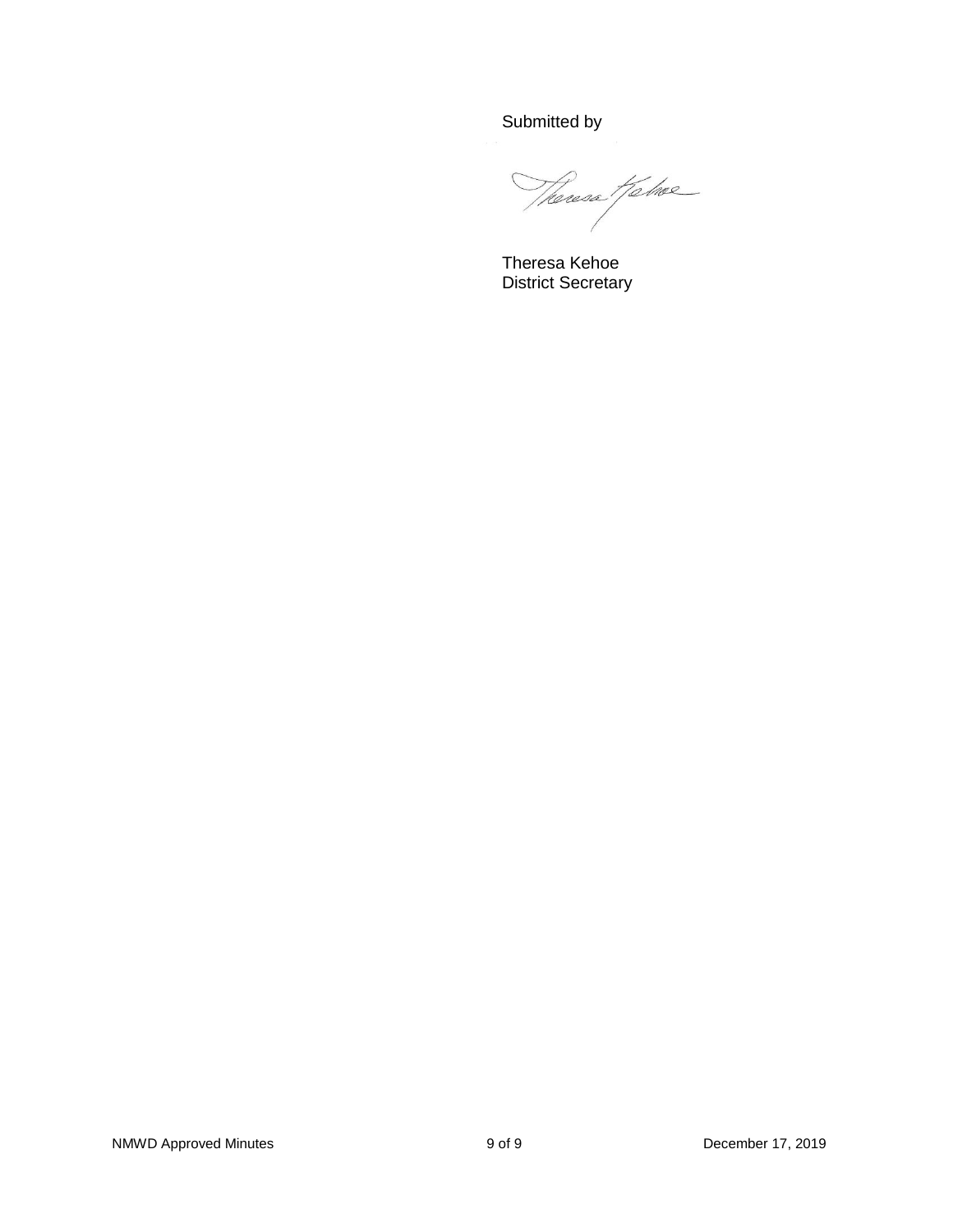Submitted by

Theresa Kehoe
District Secretary